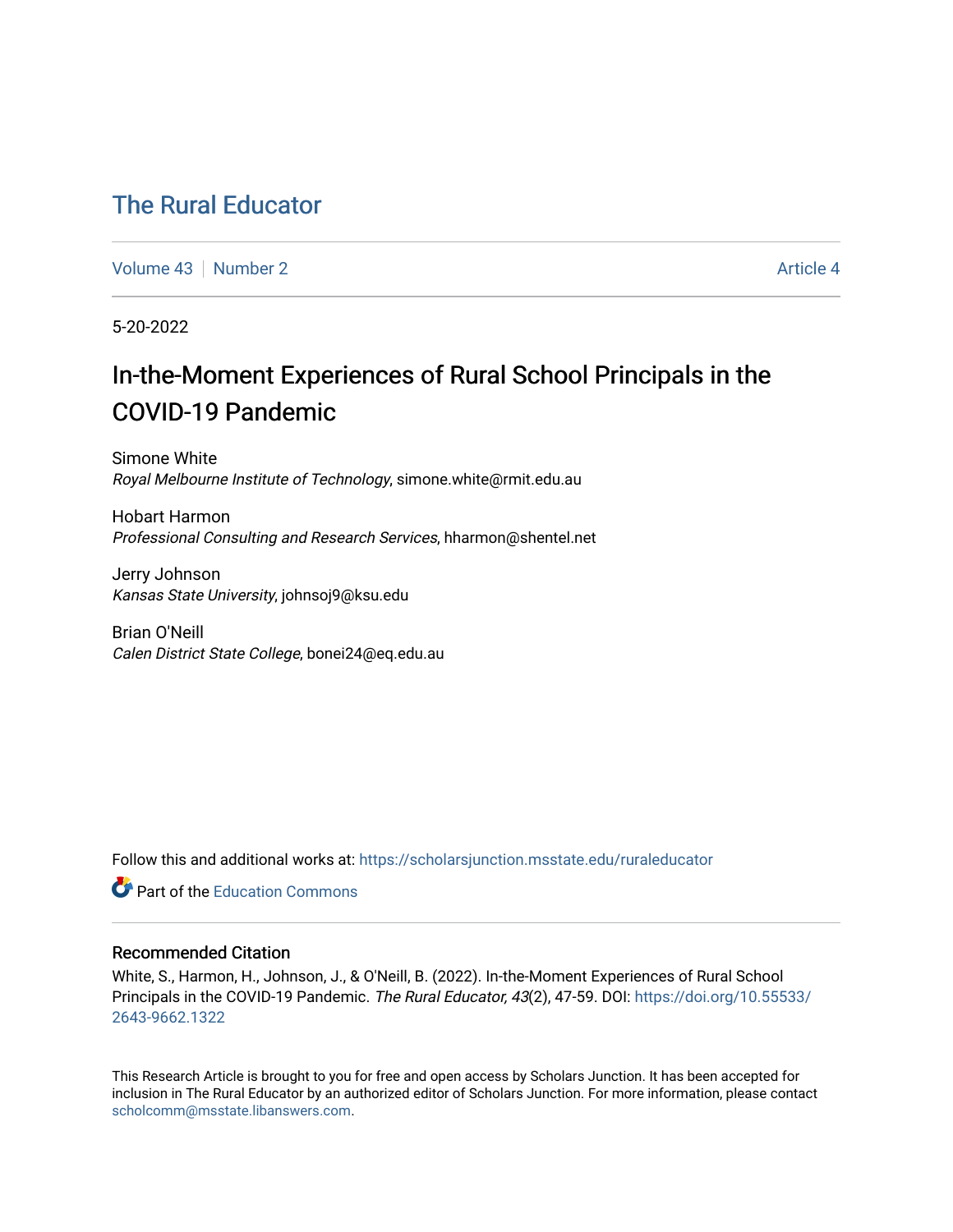# The Rural Educator

Volume 43 | Number 2 Article 4

5-20-2022

## In-the-Moment Experiences of Rural School Principals in the COVID-19 Pandemic

Simone White
*Royal Melbourne Institute of Technology*, simone.white@rmit.edu.au

Hobart Harmon
*Professional Consulting and Research Services*, hharmon@shentel.net

Jerry Johnson
*Kansas State University*, johnsoj9@ksu.edu

Brian O'Neill
*Calen District State College*, bonei24@eq.edu.au

Follow this and additional works at: https://scholarsjunction.msstate.edu/ruraleducator

Part of the Education Commons

### Recommended Citation

White, S., Harmon, H., Johnson, J., & O'Neill, B. (2022). In-the-Moment Experiences of Rural School Principals in the COVID-19 Pandemic. *The Rural Educator, 43*(2), 47-59. DOI: https://doi.org/10.55533/2643-9662.1322

This Research Article is brought to you for free and open access by Scholars Junction. It has been accepted for inclusion in The Rural Educator by an authorized editor of Scholars Junction. For more information, please contact scholcomm@msstate.libanswers.com.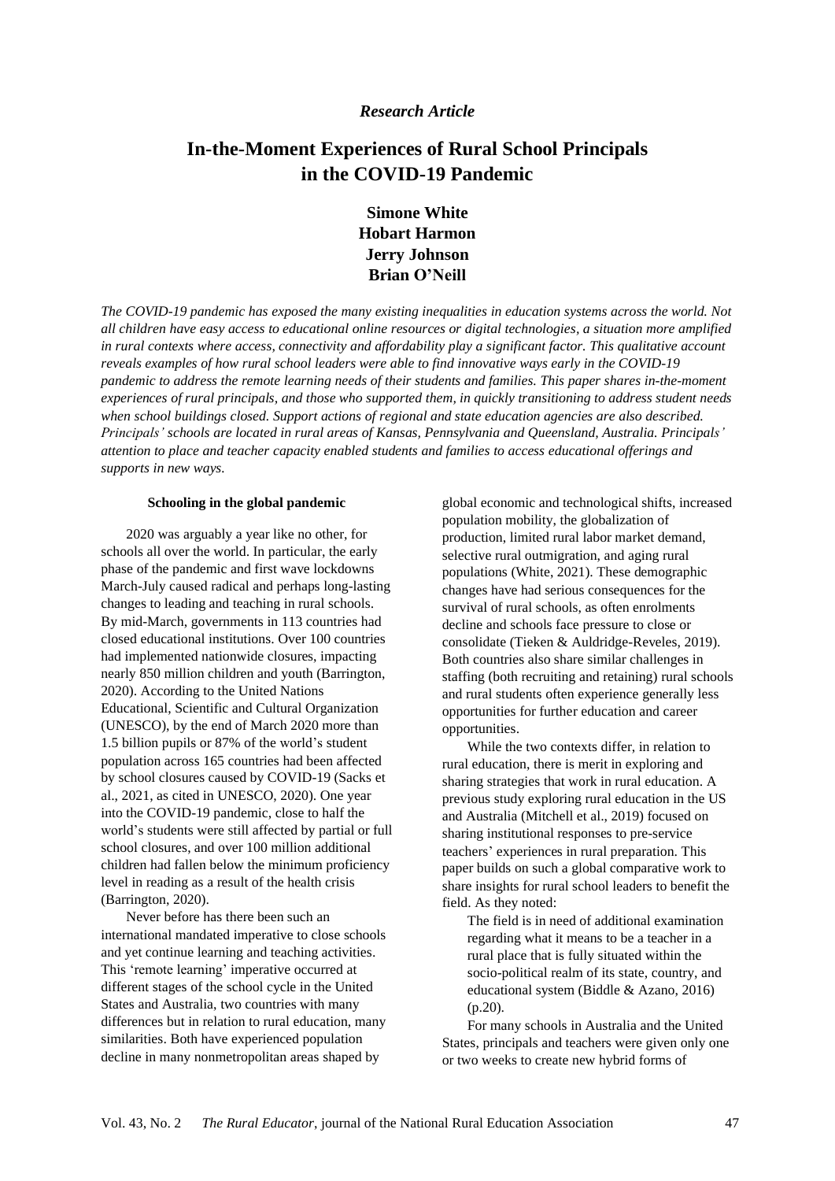*Research Article*

# In-the-Moment Experiences of Rural School Principals in the COVID-19 Pandemic

**Simone White**
**Hobart Harmon**
**Jerry Johnson**
**Brian O'Neill**

*The COVID-19 pandemic has exposed the many existing inequalities in education systems across the world. Not all children have easy access to educational online resources or digital technologies, a situation more amplified in rural contexts where access, connectivity and affordability play a significant factor. This qualitative account reveals examples of how rural school leaders were able to find innovative ways early in the COVID-19 pandemic to address the remote learning needs of their students and families. This paper shares in-the-moment experiences of rural principals, and those who supported them, in quickly transitioning to address student needs when school buildings closed. Support actions of regional and state education agencies are also described. Principals' schools are located in rural areas of Kansas, Pennsylvania and Queensland, Australia. Principals' attention to place and teacher capacity enabled students and families to access educational offerings and supports in new ways.*

## Schooling in the global pandemic

2020 was arguably a year like no other, for schools all over the world. In particular, the early phase of the pandemic and first wave lockdowns March-July caused radical and perhaps long-lasting changes to leading and teaching in rural schools. By mid-March, governments in 113 countries had closed educational institutions. Over 100 countries had implemented nationwide closures, impacting nearly 850 million children and youth (Barrington, 2020). According to the United Nations Educational, Scientific and Cultural Organization (UNESCO), by the end of March 2020 more than 1.5 billion pupils or 87% of the world's student population across 165 countries had been affected by school closures caused by COVID-19 (Sacks et al., 2021, as cited in UNESCO, 2020). One year into the COVID-19 pandemic, close to half the world's students were still affected by partial or full school closures, and over 100 million additional children had fallen below the minimum proficiency level in reading as a result of the health crisis (Barrington, 2020).

Never before has there been such an international mandated imperative to close schools and yet continue learning and teaching activities. This 'remote learning' imperative occurred at different stages of the school cycle in the United States and Australia, two countries with many differences but in relation to rural education, many similarities. Both have experienced population decline in many nonmetropolitan areas shaped by global economic and technological shifts, increased population mobility, the globalization of production, limited rural labor market demand, selective rural outmigration, and aging rural populations (White, 2021). These demographic changes have had serious consequences for the survival of rural schools, as often enrolments decline and schools face pressure to close or consolidate (Tieken & Auldridge-Reveles, 2019). Both countries also share similar challenges in staffing (both recruiting and retaining) rural schools and rural students often experience generally less opportunities for further education and career opportunities.

While the two contexts differ, in relation to rural education, there is merit in exploring and sharing strategies that work in rural education. A previous study exploring rural education in the US and Australia (Mitchell et al., 2019) focused on sharing institutional responses to pre-service teachers' experiences in rural preparation. This paper builds on such a global comparative work to share insights for rural school leaders to benefit the field. As they noted:

> The field is in need of additional examination regarding what it means to be a teacher in a rural place that is fully situated within the socio-political realm of its state, country, and educational system (Biddle & Azano, 2016) (p.20).

For many schools in Australia and the United States, principals and teachers were given only one or two weeks to create new hybrid forms of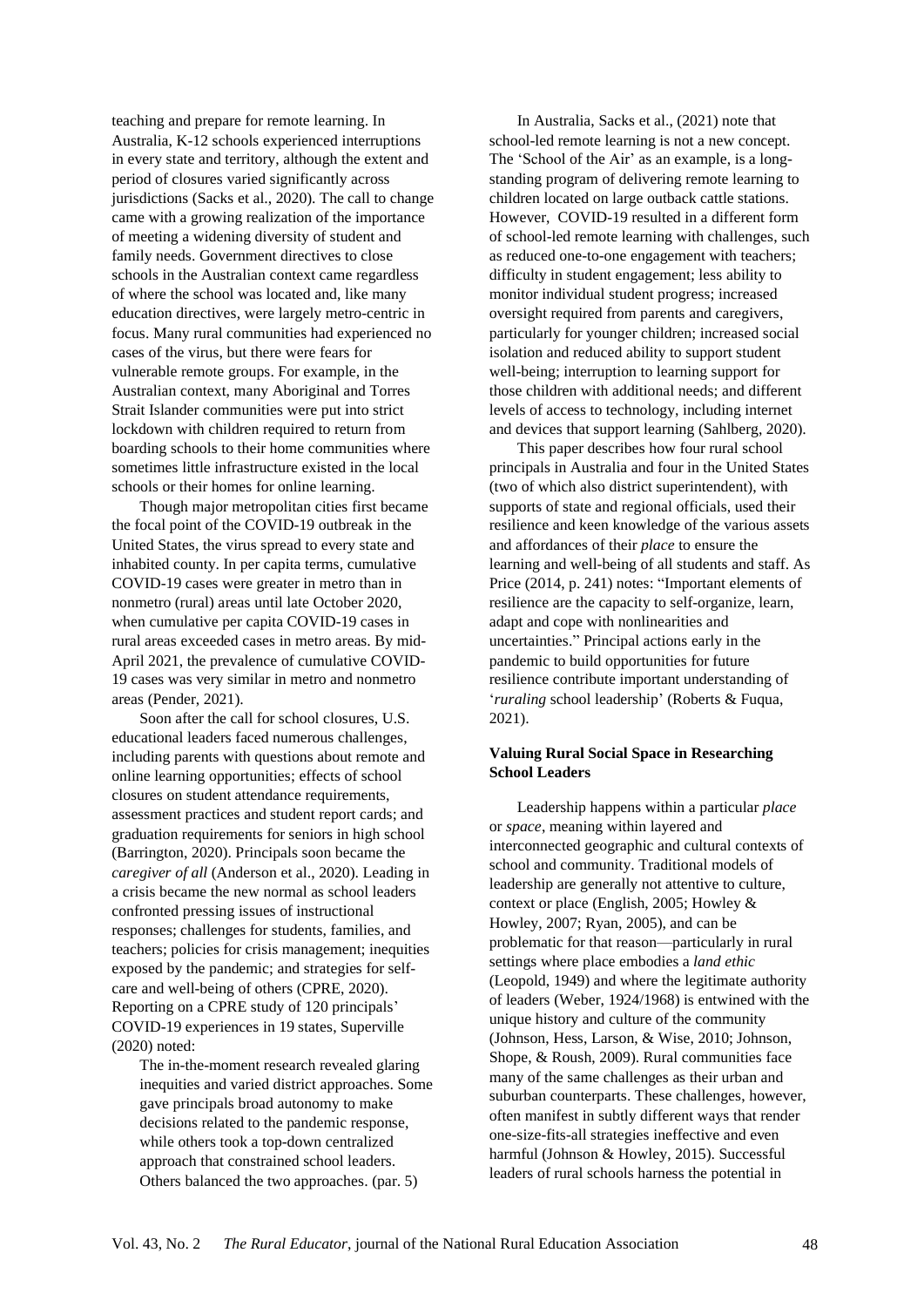teaching and prepare for remote learning. In Australia, K-12 schools experienced interruptions in every state and territory, although the extent and period of closures varied significantly across jurisdictions (Sacks et al., 2020). The call to change came with a growing realization of the importance of meeting a widening diversity of student and family needs. Government directives to close schools in the Australian context came regardless of where the school was located and, like many education directives, were largely metro-centric in focus. Many rural communities had experienced no cases of the virus, but there were fears for vulnerable remote groups. For example, in the Australian context, many Aboriginal and Torres Strait Islander communities were put into strict lockdown with children required to return from boarding schools to their home communities where sometimes little infrastructure existed in the local schools or their homes for online learning.

Though major metropolitan cities first became the focal point of the COVID-19 outbreak in the United States, the virus spread to every state and inhabited county. In per capita terms, cumulative COVID-19 cases were greater in metro than in nonmetro (rural) areas until late October 2020, when cumulative per capita COVID-19 cases in rural areas exceeded cases in metro areas. By mid-April 2021, the prevalence of cumulative COVID-19 cases was very similar in metro and nonmetro areas (Pender, 2021).

Soon after the call for school closures, U.S. educational leaders faced numerous challenges, including parents with questions about remote and online learning opportunities; effects of school closures on student attendance requirements, assessment practices and student report cards; and graduation requirements for seniors in high school (Barrington, 2020). Principals soon became the *caregiver of all* (Anderson et al., 2020). Leading in a crisis became the new normal as school leaders confronted pressing issues of instructional responses; challenges for students, families, and teachers; policies for crisis management; inequities exposed by the pandemic; and strategies for self-care and well-being of others (CPRE, 2020). Reporting on a CPRE study of 120 principals' COVID-19 experiences in 19 states, Superville (2020) noted:

> The in-the-moment research revealed glaring inequities and varied district approaches. Some gave principals broad autonomy to make decisions related to the pandemic response, while others took a top-down centralized approach that constrained school leaders. Others balanced the two approaches. (par. 5)

In Australia, Sacks et al., (2021) note that school-led remote learning is not a new concept. The 'School of the Air' as an example, is a long-standing program of delivering remote learning to children located on large outback cattle stations. However, COVID-19 resulted in a different form of school-led remote learning with challenges, such as reduced one-to-one engagement with teachers; difficulty in student engagement; less ability to monitor individual student progress; increased oversight required from parents and caregivers, particularly for younger children; increased social isolation and reduced ability to support student well-being; interruption to learning support for those children with additional needs; and different levels of access to technology, including internet and devices that support learning (Sahlberg, 2020).

This paper describes how four rural school principals in Australia and four in the United States (two of which also district superintendent), with supports of state and regional officials, used their resilience and keen knowledge of the various assets and affordances of their *place* to ensure the learning and well-being of all students and staff. As Price (2014, p. 241) notes: "Important elements of resilience are the capacity to self-organize, learn, adapt and cope with nonlinearities and uncertainties." Principal actions early in the pandemic to build opportunities for future resilience contribute important understanding of '*ruraling* school leadership' (Roberts & Fuqua, 2021).

## Valuing Rural Social Space in Researching School Leaders

Leadership happens within a particular *place* or *space*, meaning within layered and interconnected geographic and cultural contexts of school and community. Traditional models of leadership are generally not attentive to culture, context or place (English, 2005; Howley & Howley, 2007; Ryan, 2005), and can be problematic for that reason—particularly in rural settings where place embodies a *land ethic* (Leopold, 1949) and where the legitimate authority of leaders (Weber, 1924/1968) is entwined with the unique history and culture of the community (Johnson, Hess, Larson, & Wise, 2010; Johnson, Shope, & Roush, 2009). Rural communities face many of the same challenges as their urban and suburban counterparts. These challenges, however, often manifest in subtly different ways that render one-size-fits-all strategies ineffective and even harmful (Johnson & Howley, 2015). Successful leaders of rural schools harness the potential in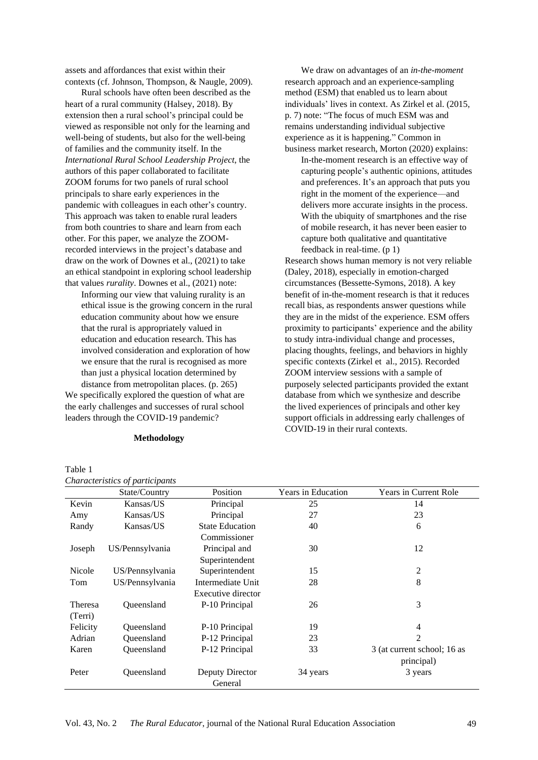assets and affordances that exist within their contexts (cf. Johnson, Thompson, & Naugle, 2009).

Rural schools have often been described as the heart of a rural community (Halsey, 2018). By extension then a rural school's principal could be viewed as responsible not only for the learning and well-being of students, but also for the well-being of families and the community itself. In the *International Rural School Leadership Project*, the authors of this paper collaborated to facilitate ZOOM forums for two panels of rural school principals to share early experiences in the pandemic with colleagues in each other's country. This approach was taken to enable rural leaders from both countries to share and learn from each other. For this paper, we analyze the ZOOM-recorded interviews in the project's database and draw on the work of Downes et al., (2021) to take an ethical standpoint in exploring school leadership that values *rurality*. Downes et al., (2021) note:

> Informing our view that valuing rurality is an ethical issue is the growing concern in the rural education community about how we ensure that the rural is appropriately valued in education and education research. This has involved consideration and exploration of how we ensure that the rural is recognised as more than just a physical location determined by distance from metropolitan places. (p. 265)

We specifically explored the question of what are the early challenges and successes of rural school leaders through the COVID-19 pandemic?

## Methodology

We draw on advantages of an *in-the-moment* research approach and an experience-sampling method (ESM) that enabled us to learn about individuals' lives in context. As Zirkel et al. (2015, p. 7) note: "The focus of much ESM was and remains understanding individual subjective experience as it is happening." Common in business market research, Morton (2020) explains:

> In-the-moment research is an effective way of capturing people's authentic opinions, attitudes and preferences. It's an approach that puts you right in the moment of the experience—and delivers more accurate insights in the process. With the ubiquity of smartphones and the rise of mobile research, it has never been easier to capture both qualitative and quantitative feedback in real-time. (p 1)

Research shows human memory is not very reliable (Daley, 2018), especially in emotion-charged circumstances (Bessette-Symons, 2018). A key benefit of in-the-moment research is that it reduces recall bias, as respondents answer questions while they are in the midst of the experience. ESM offers proximity to participants' experience and the ability to study intra-individual change and processes, placing thoughts, feelings, and behaviors in highly specific contexts (Zirkel et al., 2015). Recorded ZOOM interview sessions with a sample of purposely selected participants provided the extant database from which we synthesize and describe the lived experiences of principals and other key support officials in addressing early challenges of COVID-19 in their rural contexts.

Table 1
*Characteristics of participants*

| | State/Country | Position | Years in Education | Years in Current Role |
|---|---|---|---|---|
| Kevin | Kansas/US | Principal | 25 | 14 |
| Amy | Kansas/US | Principal | 27 | 23 |
| Randy | Kansas/US | State Education Commissioner | 40 | 6 |
| Joseph | US/Pennsylvania | Principal and Superintendent | 30 | 12 |
| Nicole | US/Pennsylvania | Superintendent | 15 | 2 |
| Tom | US/Pennsylvania | Intermediate Unit Executive director | 28 | 8 |
| Theresa (Terri) | Queensland | P-10 Principal | 26 | 3 |
| Felicity | Queensland | P-10 Principal | 19 | 4 |
| Adrian | Queensland | P-12 Principal | 23 | 2 |
| Karen | Queensland | P-12 Principal | 33 | 3 (at current school; 16 as principal) |
| Peter | Queensland | Deputy Director General | 34 years | 3 years |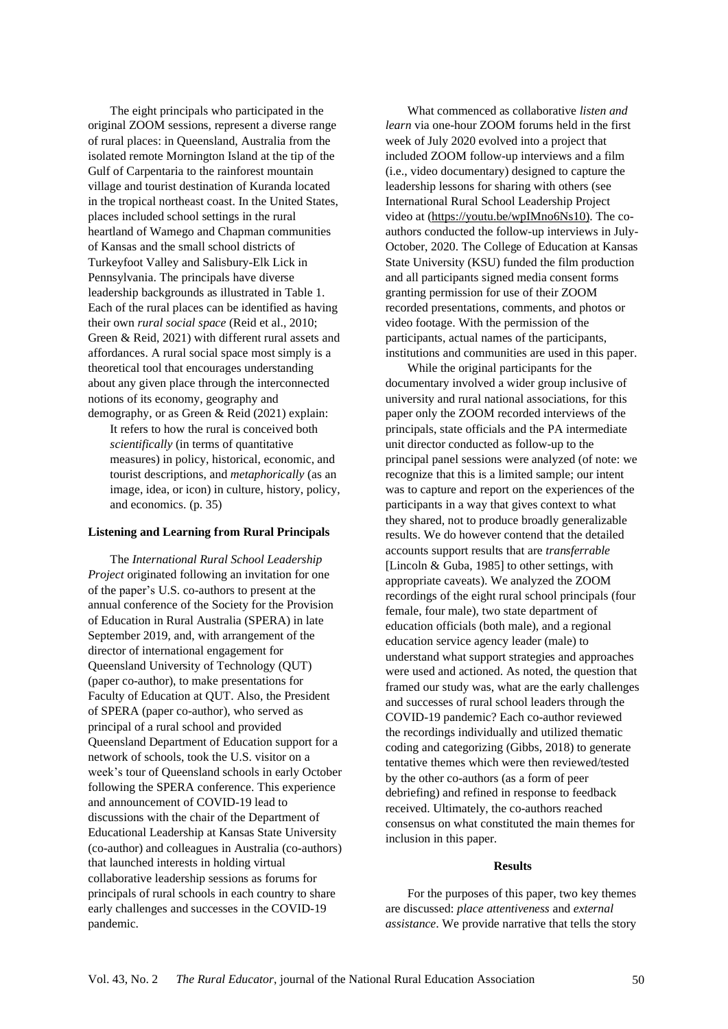The eight principals who participated in the original ZOOM sessions, represent a diverse range of rural places: in Queensland, Australia from the isolated remote Mornington Island at the tip of the Gulf of Carpentaria to the rainforest mountain village and tourist destination of Kuranda located in the tropical northeast coast. In the United States, places included school settings in the rural heartland of Wamego and Chapman communities of Kansas and the small school districts of Turkeyfoot Valley and Salisbury-Elk Lick in Pennsylvania. The principals have diverse leadership backgrounds as illustrated in Table 1. Each of the rural places can be identified as having their own *rural social space* (Reid et al., 2010; Green & Reid, 2021) with different rural assets and affordances. A rural social space most simply is a theoretical tool that encourages understanding about any given place through the interconnected notions of its economy, geography and demography, or as Green & Reid (2021) explain:

> It refers to how the rural is conceived both *scientifically* (in terms of quantitative measures) in policy, historical, economic, and tourist descriptions, and *metaphorically* (as an image, idea, or icon) in culture, history, policy, and economics. (p. 35)

### Listening and Learning from Rural Principals

The *International Rural School Leadership Project* originated following an invitation for one of the paper's U.S. co-authors to present at the annual conference of the Society for the Provision of Education in Rural Australia (SPERA) in late September 2019, and, with arrangement of the director of international engagement for Queensland University of Technology (QUT) (paper co-author), to make presentations for Faculty of Education at QUT. Also, the President of SPERA (paper co-author), who served as principal of a rural school and provided Queensland Department of Education support for a network of schools, took the U.S. visitor on a week's tour of Queensland schools in early October following the SPERA conference. This experience and announcement of COVID-19 lead to discussions with the chair of the Department of Educational Leadership at Kansas State University (co-author) and colleagues in Australia (co-authors) that launched interests in holding virtual collaborative leadership sessions as forums for principals of rural schools in each country to share early challenges and successes in the COVID-19 pandemic.

What commenced as collaborative *listen and learn* via one-hour ZOOM forums held in the first week of July 2020 evolved into a project that included ZOOM follow-up interviews and a film (i.e., video documentary) designed to capture the leadership lessons for sharing with others (see International Rural School Leadership Project video at (https://youtu.be/wpIMno6Ns10). The co-authors conducted the follow-up interviews in July-October, 2020. The College of Education at Kansas State University (KSU) funded the film production and all participants signed media consent forms granting permission for use of their ZOOM recorded presentations, comments, and photos or video footage. With the permission of the participants, actual names of the participants, institutions and communities are used in this paper.

While the original participants for the documentary involved a wider group inclusive of university and rural national associations, for this paper only the ZOOM recorded interviews of the principals, state officials and the PA intermediate unit director conducted as follow-up to the principal panel sessions were analyzed (of note: we recognize that this is a limited sample; our intent was to capture and report on the experiences of the participants in a way that gives context to what they shared, not to produce broadly generalizable results. We do however contend that the detailed accounts support results that are *transferrable* [Lincoln & Guba, 1985] to other settings, with appropriate caveats). We analyzed the ZOOM recordings of the eight rural school principals (four female, four male), two state department of education officials (both male), and a regional education service agency leader (male) to understand what support strategies and approaches were used and actioned. As noted, the question that framed our study was, what are the early challenges and successes of rural school leaders through the COVID-19 pandemic? Each co-author reviewed the recordings individually and utilized thematic coding and categorizing (Gibbs, 2018) to generate tentative themes which were then reviewed/tested by the other co-authors (as a form of peer debriefing) and refined in response to feedback received. Ultimately, the co-authors reached consensus on what constituted the main themes for inclusion in this paper.

## Results

For the purposes of this paper, two key themes are discussed: *place attentiveness* and *external assistance*. We provide narrative that tells the story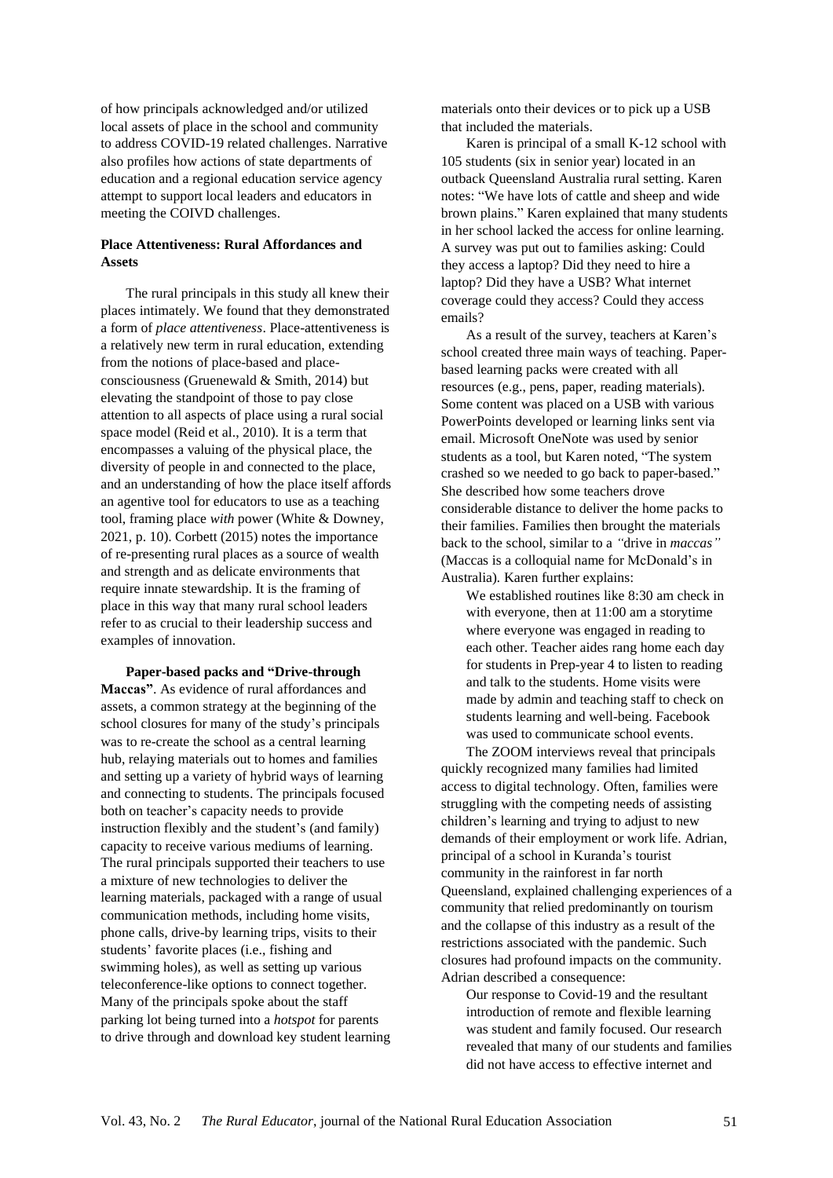of how principals acknowledged and/or utilized local assets of place in the school and community to address COVID-19 related challenges. Narrative also profiles how actions of state departments of education and a regional education service agency attempt to support local leaders and educators in meeting the COIVD challenges.

### Place Attentiveness: Rural Affordances and Assets

The rural principals in this study all knew their places intimately. We found that they demonstrated a form of *place attentiveness*. Place-attentiveness is a relatively new term in rural education, extending from the notions of place-based and place-consciousness (Gruenewald & Smith, 2014) but elevating the standpoint of those to pay close attention to all aspects of place using a rural social space model (Reid et al., 2010). It is a term that encompasses a valuing of the physical place, the diversity of people in and connected to the place, and an understanding of how the place itself affords an agentive tool for educators to use as a teaching tool, framing place *with* power (White & Downey, 2021, p. 10). Corbett (2015) notes the importance of re-presenting rural places as a source of wealth and strength and as delicate environments that require innate stewardship. It is the framing of place in this way that many rural school leaders refer to as crucial to their leadership success and examples of innovation.

**Paper-based packs and "Drive-through Maccas"**. As evidence of rural affordances and assets, a common strategy at the beginning of the school closures for many of the study's principals was to re-create the school as a central learning hub, relaying materials out to homes and families and setting up a variety of hybrid ways of learning and connecting to students. The principals focused both on teacher's capacity needs to provide instruction flexibly and the student's (and family) capacity to receive various mediums of learning. The rural principals supported their teachers to use a mixture of new technologies to deliver the learning materials, packaged with a range of usual communication methods, including home visits, phone calls, drive-by learning trips, visits to their students' favorite places (i.e., fishing and swimming holes), as well as setting up various teleconference-like options to connect together. Many of the principals spoke about the staff parking lot being turned into a *hotspot* for parents to drive through and download key student learning materials onto their devices or to pick up a USB that included the materials.

Karen is principal of a small K-12 school with 105 students (six in senior year) located in an outback Queensland Australia rural setting. Karen notes: "We have lots of cattle and sheep and wide brown plains." Karen explained that many students in her school lacked the access for online learning. A survey was put out to families asking: Could they access a laptop? Did they need to hire a laptop? Did they have a USB? What internet coverage could they access? Could they access emails?

As a result of the survey, teachers at Karen's school created three main ways of teaching. Paper-based learning packs were created with all resources (e.g., pens, paper, reading materials). Some content was placed on a USB with various PowerPoints developed or learning links sent via email. Microsoft OneNote was used by senior students as a tool, but Karen noted, "The system crashed so we needed to go back to paper-based." She described how some teachers drove considerable distance to deliver the home packs to their families. Families then brought the materials back to the school, similar to a *"*drive in *maccas"* (Maccas is a colloquial name for McDonald's in Australia). Karen further explains:

> We established routines like 8:30 am check in with everyone, then at 11:00 am a storytime where everyone was engaged in reading to each other. Teacher aides rang home each day for students in Prep-year 4 to listen to reading and talk to the students. Home visits were made by admin and teaching staff to check on students learning and well-being. Facebook was used to communicate school events.

The ZOOM interviews reveal that principals quickly recognized many families had limited access to digital technology. Often, families were struggling with the competing needs of assisting children's learning and trying to adjust to new demands of their employment or work life. Adrian, principal of a school in Kuranda's tourist community in the rainforest in far north Queensland, explained challenging experiences of a community that relied predominantly on tourism and the collapse of this industry as a result of the restrictions associated with the pandemic. Such closures had profound impacts on the community. Adrian described a consequence:

> Our response to Covid-19 and the resultant introduction of remote and flexible learning was student and family focused. Our research revealed that many of our students and families did not have access to effective internet and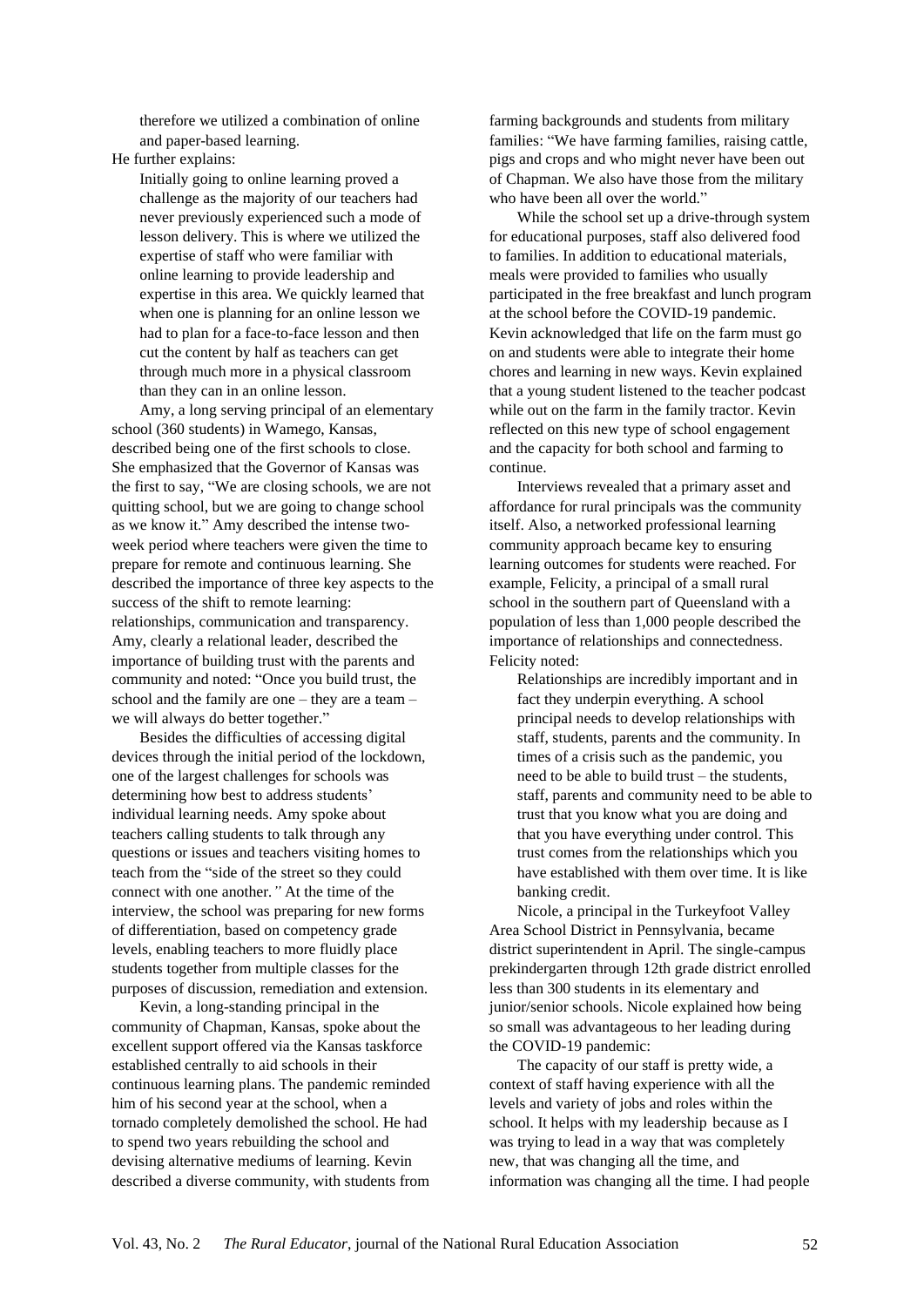therefore we utilized a combination of online and paper-based learning.

He further explains:

> Initially going to online learning proved a challenge as the majority of our teachers had never previously experienced such a mode of lesson delivery. This is where we utilized the expertise of staff who were familiar with online learning to provide leadership and expertise in this area. We quickly learned that when one is planning for an online lesson we had to plan for a face-to-face lesson and then cut the content by half as teachers can get through much more in a physical classroom than they can in an online lesson.

Amy, a long serving principal of an elementary school (360 students) in Wamego, Kansas, described being one of the first schools to close. She emphasized that the Governor of Kansas was the first to say, "We are closing schools, we are not quitting school, but we are going to change school as we know it." Amy described the intense two-week period where teachers were given the time to prepare for remote and continuous learning. She described the importance of three key aspects to the success of the shift to remote learning: relationships, communication and transparency. Amy, clearly a relational leader, described the importance of building trust with the parents and community and noted: "Once you build trust, the school and the family are one – they are a team – we will always do better together."

Besides the difficulties of accessing digital devices through the initial period of the lockdown, one of the largest challenges for schools was determining how best to address students' individual learning needs. Amy spoke about teachers calling students to talk through any questions or issues and teachers visiting homes to teach from the "side of the street so they could connect with one another*."* At the time of the interview, the school was preparing for new forms of differentiation, based on competency grade levels, enabling teachers to more fluidly place students together from multiple classes for the purposes of discussion, remediation and extension.

Kevin, a long-standing principal in the community of Chapman, Kansas, spoke about the excellent support offered via the Kansas taskforce established centrally to aid schools in their continuous learning plans. The pandemic reminded him of his second year at the school, when a tornado completely demolished the school. He had to spend two years rebuilding the school and devising alternative mediums of learning. Kevin described a diverse community, with students from farming backgrounds and students from military families: "We have farming families, raising cattle, pigs and crops and who might never have been out of Chapman. We also have those from the military who have been all over the world."

While the school set up a drive-through system for educational purposes, staff also delivered food to families. In addition to educational materials, meals were provided to families who usually participated in the free breakfast and lunch program at the school before the COVID-19 pandemic. Kevin acknowledged that life on the farm must go on and students were able to integrate their home chores and learning in new ways. Kevin explained that a young student listened to the teacher podcast while out on the farm in the family tractor. Kevin reflected on this new type of school engagement and the capacity for both school and farming to continue.

Interviews revealed that a primary asset and affordance for rural principals was the community itself. Also, a networked professional learning community approach became key to ensuring learning outcomes for students were reached. For example, Felicity, a principal of a small rural school in the southern part of Queensland with a population of less than 1,000 people described the importance of relationships and connectedness. Felicity noted:

> Relationships are incredibly important and in fact they underpin everything. A school principal needs to develop relationships with staff, students, parents and the community. In times of a crisis such as the pandemic, you need to be able to build trust – the students, staff, parents and community need to be able to trust that you know what you are doing and that you have everything under control. This trust comes from the relationships which you have established with them over time. It is like banking credit.

Nicole, a principal in the Turkeyfoot Valley Area School District in Pennsylvania, became district superintendent in April. The single-campus prekindergarten through 12th grade district enrolled less than 300 students in its elementary and junior/senior schools. Nicole explained how being so small was advantageous to her leading during the COVID-19 pandemic:

> The capacity of our staff is pretty wide, a context of staff having experience with all the levels and variety of jobs and roles within the school. It helps with my leadership because as I was trying to lead in a way that was completely new, that was changing all the time, and information was changing all the time. I had people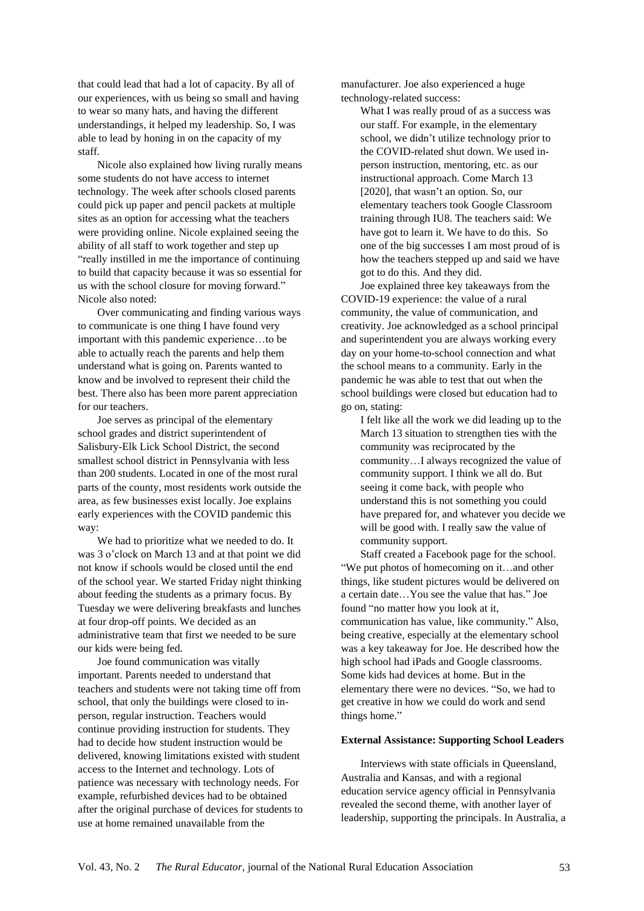that could lead that had a lot of capacity. By all of our experiences, with us being so small and having to wear so many hats, and having the different understandings, it helped my leadership. So, I was able to lead by honing in on the capacity of my staff.

Nicole also explained how living rurally means some students do not have access to internet technology. The week after schools closed parents could pick up paper and pencil packets at multiple sites as an option for accessing what the teachers were providing online. Nicole explained seeing the ability of all staff to work together and step up "really instilled in me the importance of continuing to build that capacity because it was so essential for us with the school closure for moving forward." Nicole also noted:

> Over communicating and finding various ways to communicate is one thing I have found very important with this pandemic experience…to be able to actually reach the parents and help them understand what is going on. Parents wanted to know and be involved to represent their child the best. There also has been more parent appreciation for our teachers.

Joe serves as principal of the elementary school grades and district superintendent of Salisbury-Elk Lick School District, the second smallest school district in Pennsylvania with less than 200 students. Located in one of the most rural parts of the county, most residents work outside the area, as few businesses exist locally. Joe explains early experiences with the COVID pandemic this way:

> We had to prioritize what we needed to do. It was 3 o'clock on March 13 and at that point we did not know if schools would be closed until the end of the school year. We started Friday night thinking about feeding the students as a primary focus. By Tuesday we were delivering breakfasts and lunches at four drop-off points. We decided as an administrative team that first we needed to be sure our kids were being fed.

Joe found communication was vitally important. Parents needed to understand that teachers and students were not taking time off from school, that only the buildings were closed to in-person, regular instruction. Teachers would continue providing instruction for students. They had to decide how student instruction would be delivered, knowing limitations existed with student access to the Internet and technology. Lots of patience was necessary with technology needs. For example, refurbished devices had to be obtained after the original purchase of devices for students to use at home remained unavailable from the manufacturer. Joe also experienced a huge technology-related success:

> What I was really proud of as a success was our staff. For example, in the elementary school, we didn't utilize technology prior to the COVID-related shut down. We used in-person instruction, mentoring, etc. as our instructional approach. Come March 13 [2020], that wasn't an option. So, our elementary teachers took Google Classroom training through IU8. The teachers said: We have got to learn it. We have to do this. So one of the big successes I am most proud of is how the teachers stepped up and said we have got to do this. And they did.

Joe explained three key takeaways from the COVID-19 experience: the value of a rural community, the value of communication, and creativity. Joe acknowledged as a school principal and superintendent you are always working every day on your home-to-school connection and what the school means to a community. Early in the pandemic he was able to test that out when the school buildings were closed but education had to go on, stating:

> I felt like all the work we did leading up to the March 13 situation to strengthen ties with the community was reciprocated by the community…I always recognized the value of community support. I think we all do. But seeing it come back, with people who understand this is not something you could have prepared for, and whatever you decide we will be good with. I really saw the value of community support.

Staff created a Facebook page for the school. "We put photos of homecoming on it…and other things, like student pictures would be delivered on a certain date…You see the value that has." Joe found "no matter how you look at it, communication has value, like community." Also, being creative, especially at the elementary school was a key takeaway for Joe. He described how the high school had iPads and Google classrooms. Some kids had devices at home. But in the elementary there were no devices. "So, we had to get creative in how we could do work and send things home."

**External Assistance: Supporting School Leaders**

Interviews with state officials in Queensland, Australia and Kansas, and with a regional education service agency official in Pennsylvania revealed the second theme, with another layer of leadership, supporting the principals. In Australia, a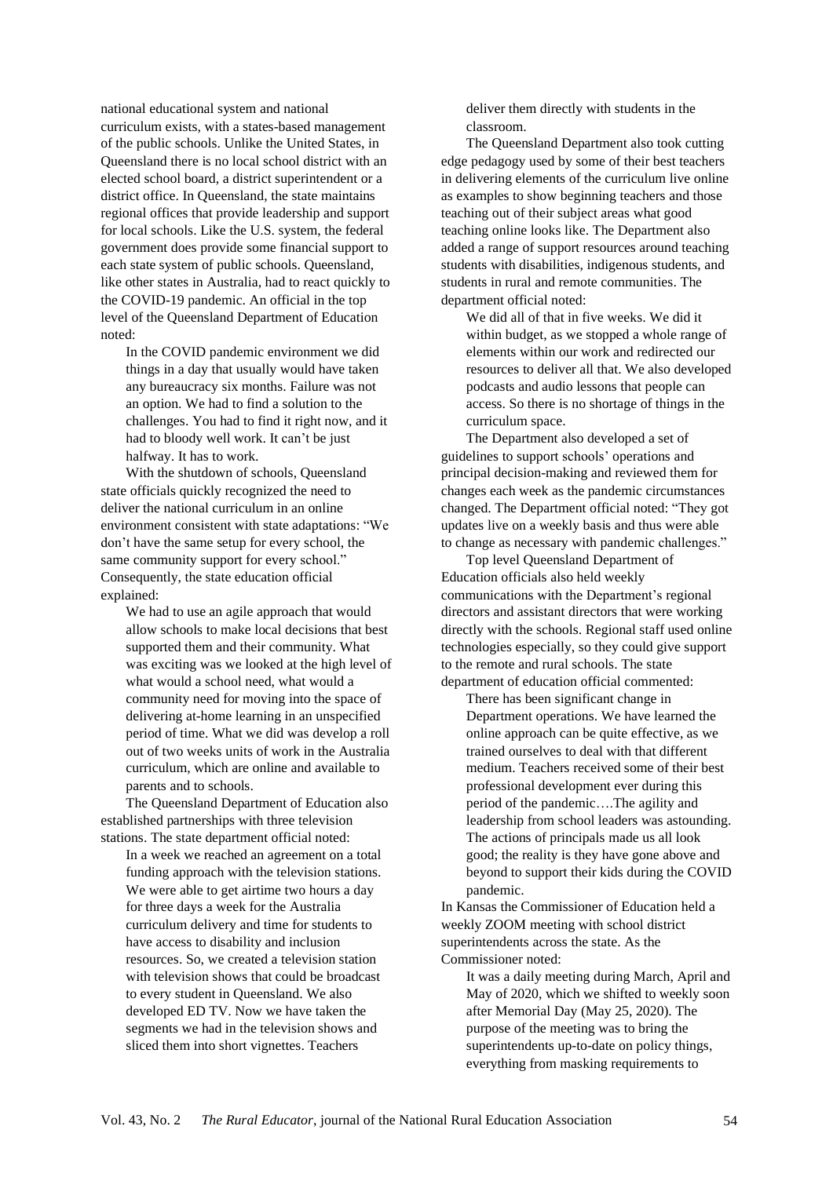national educational system and national curriculum exists, with a states-based management of the public schools. Unlike the United States, in Queensland there is no local school district with an elected school board, a district superintendent or a district office. In Queensland, the state maintains regional offices that provide leadership and support for local schools. Like the U.S. system, the federal government does provide some financial support to each state system of public schools. Queensland, like other states in Australia, had to react quickly to the COVID-19 pandemic. An official in the top level of the Queensland Department of Education noted:

> In the COVID pandemic environment we did things in a day that usually would have taken any bureaucracy six months. Failure was not an option. We had to find a solution to the challenges. You had to find it right now, and it had to bloody well work. It can't be just halfway. It has to work.

With the shutdown of schools, Queensland state officials quickly recognized the need to deliver the national curriculum in an online environment consistent with state adaptations: "We don't have the same setup for every school, the same community support for every school." Consequently, the state education official explained:

> We had to use an agile approach that would allow schools to make local decisions that best supported them and their community. What was exciting was we looked at the high level of what would a school need, what would a community need for moving into the space of delivering at-home learning in an unspecified period of time. What we did was develop a roll out of two weeks units of work in the Australia curriculum, which are online and available to parents and to schools.

The Queensland Department of Education also established partnerships with three television stations. The state department official noted:

> In a week we reached an agreement on a total funding approach with the television stations. We were able to get airtime two hours a day for three days a week for the Australia curriculum delivery and time for students to have access to disability and inclusion resources. So, we created a television station with television shows that could be broadcast to every student in Queensland. We also developed ED TV. Now we have taken the segments we had in the television shows and sliced them into short vignettes. Teachers deliver them directly with students in the classroom.

The Queensland Department also took cutting edge pedagogy used by some of their best teachers in delivering elements of the curriculum live online as examples to show beginning teachers and those teaching out of their subject areas what good teaching online looks like. The Department also added a range of support resources around teaching students with disabilities, indigenous students, and students in rural and remote communities. The department official noted:

> We did all of that in five weeks. We did it within budget, as we stopped a whole range of elements within our work and redirected our resources to deliver all that. We also developed podcasts and audio lessons that people can access. So there is no shortage of things in the curriculum space.

The Department also developed a set of guidelines to support schools' operations and principal decision-making and reviewed them for changes each week as the pandemic circumstances changed. The Department official noted: "They got updates live on a weekly basis and thus were able to change as necessary with pandemic challenges."

Top level Queensland Department of Education officials also held weekly communications with the Department's regional directors and assistant directors that were working directly with the schools. Regional staff used online technologies especially, so they could give support to the remote and rural schools. The state department of education official commented:

> There has been significant change in Department operations. We have learned the online approach can be quite effective, as we trained ourselves to deal with that different medium. Teachers received some of their best professional development ever during this period of the pandemic….The agility and leadership from school leaders was astounding. The actions of principals made us all look good; the reality is they have gone above and beyond to support their kids during the COVID pandemic.

In Kansas the Commissioner of Education held a weekly ZOOM meeting with school district superintendents across the state. As the Commissioner noted:

> It was a daily meeting during March, April and May of 2020, which we shifted to weekly soon after Memorial Day (May 25, 2020). The purpose of the meeting was to bring the superintendents up-to-date on policy things, everything from masking requirements to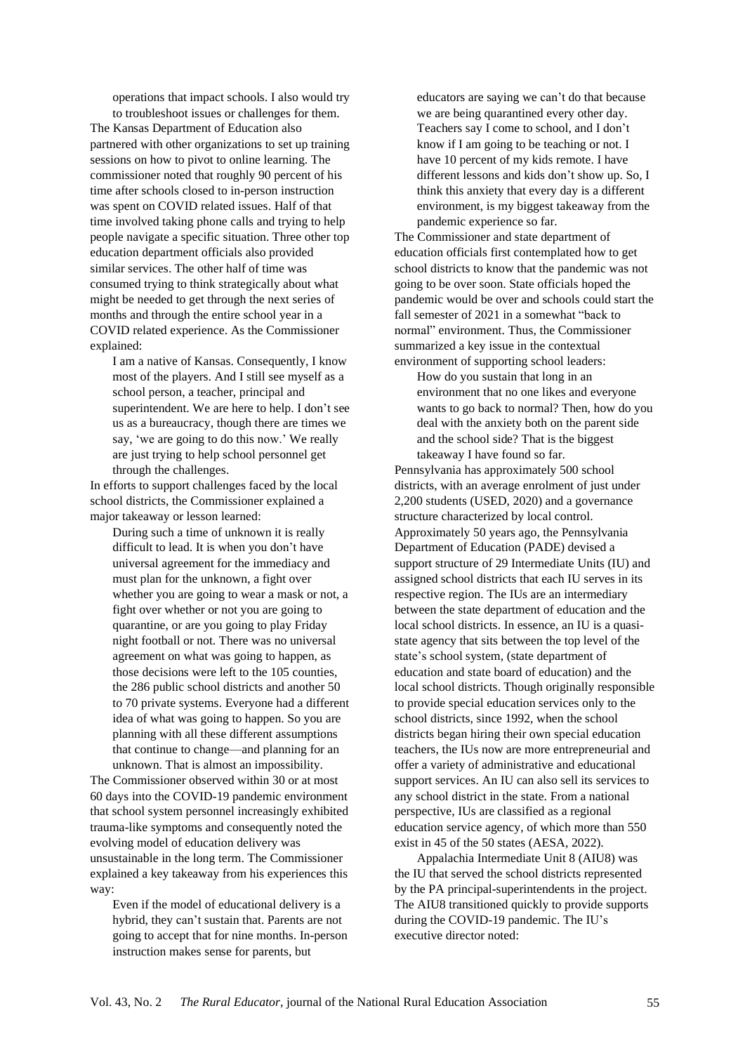operations that impact schools. I also would try to troubleshoot issues or challenges for them.

The Kansas Department of Education also partnered with other organizations to set up training sessions on how to pivot to online learning. The commissioner noted that roughly 90 percent of his time after schools closed to in-person instruction was spent on COVID related issues. Half of that time involved taking phone calls and trying to help people navigate a specific situation. Three other top education department officials also provided similar services. The other half of time was consumed trying to think strategically about what might be needed to get through the next series of months and through the entire school year in a COVID related experience. As the Commissioner explained:

> I am a native of Kansas. Consequently, I know most of the players. And I still see myself as a school person, a teacher, principal and superintendent. We are here to help. I don't see us as a bureaucracy, though there are times we say, 'we are going to do this now.' We really are just trying to help school personnel get through the challenges.

In efforts to support challenges faced by the local school districts, the Commissioner explained a major takeaway or lesson learned:

> During such a time of unknown it is really difficult to lead. It is when you don't have universal agreement for the immediacy and must plan for the unknown, a fight over whether you are going to wear a mask or not, a fight over whether or not you are going to quarantine, or are you going to play Friday night football or not. There was no universal agreement on what was going to happen, as those decisions were left to the 105 counties, the 286 public school districts and another 50 to 70 private systems. Everyone had a different idea of what was going to happen. So you are planning with all these different assumptions that continue to change—and planning for an unknown. That is almost an impossibility.

The Commissioner observed within 30 or at most 60 days into the COVID-19 pandemic environment that school system personnel increasingly exhibited trauma-like symptoms and consequently noted the evolving model of education delivery was unsustainable in the long term. The Commissioner explained a key takeaway from his experiences this way:

> Even if the model of educational delivery is a hybrid, they can't sustain that. Parents are not going to accept that for nine months. In-person instruction makes sense for parents, but educators are saying we can't do that because we are being quarantined every other day. Teachers say I come to school, and I don't know if I am going to be teaching or not. I have 10 percent of my kids remote. I have different lessons and kids don't show up. So, I think this anxiety that every day is a different environment, is my biggest takeaway from the pandemic experience so far.

The Commissioner and state department of education officials first contemplated how to get school districts to know that the pandemic was not going to be over soon. State officials hoped the pandemic would be over and schools could start the fall semester of 2021 in a somewhat "back to normal" environment. Thus, the Commissioner summarized a key issue in the contextual environment of supporting school leaders:

> How do you sustain that long in an environment that no one likes and everyone wants to go back to normal? Then, how do you deal with the anxiety both on the parent side and the school side? That is the biggest takeaway I have found so far.

Pennsylvania has approximately 500 school districts, with an average enrolment of just under 2,200 students (USED, 2020) and a governance structure characterized by local control. Approximately 50 years ago, the Pennsylvania Department of Education (PADE) devised a support structure of 29 Intermediate Units (IU) and assigned school districts that each IU serves in its respective region. The IUs are an intermediary between the state department of education and the local school districts. In essence, an IU is a quasi-state agency that sits between the top level of the state's school system, (state department of education and state board of education) and the local school districts. Though originally responsible to provide special education services only to the school districts, since 1992, when the school districts began hiring their own special education teachers, the IUs now are more entrepreneurial and offer a variety of administrative and educational support services. An IU can also sell its services to any school district in the state. From a national perspective, IUs are classified as a regional education service agency, of which more than 550 exist in 45 of the 50 states (AESA, 2022).

Appalachia Intermediate Unit 8 (AIU8) was the IU that served the school districts represented by the PA principal-superintendents in the project. The AIU8 transitioned quickly to provide supports during the COVID-19 pandemic. The IU's executive director noted: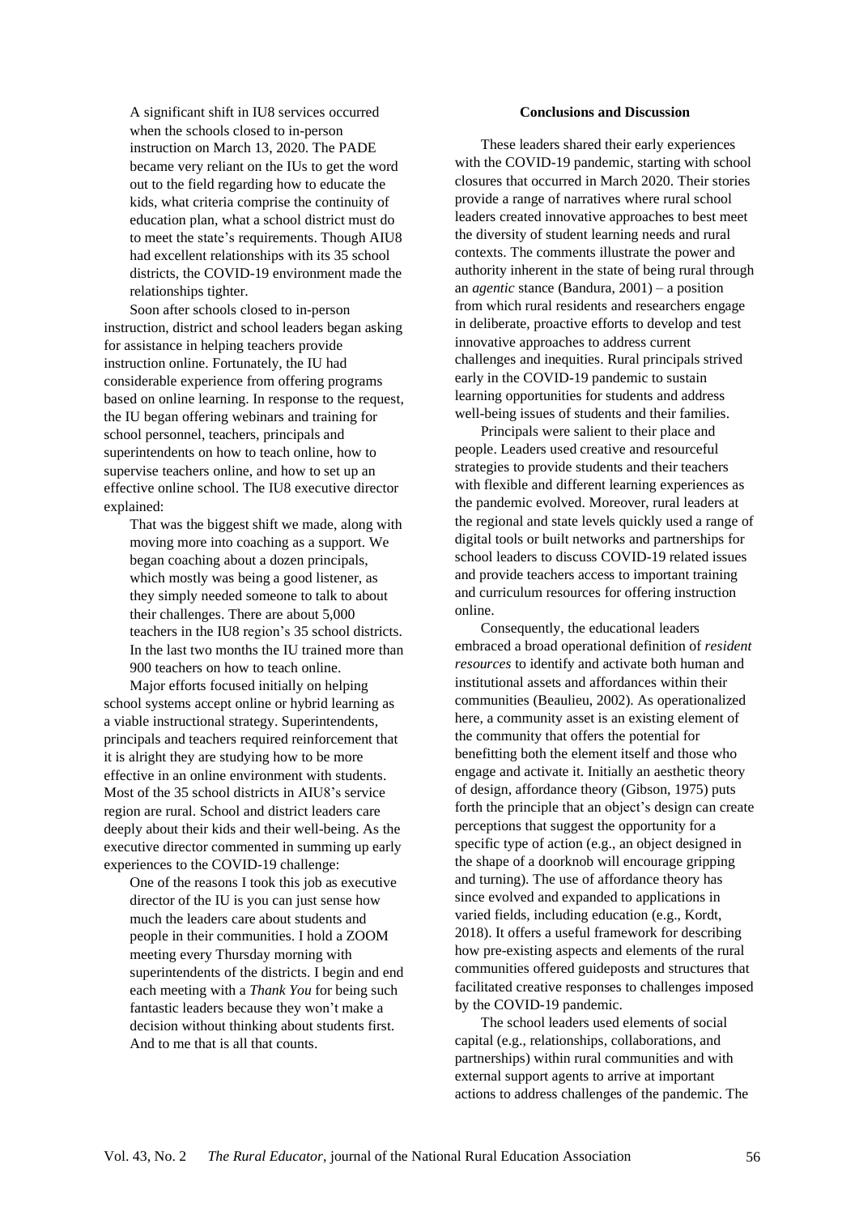> A significant shift in IU8 services occurred when the schools closed to in-person instruction on March 13, 2020. The PADE became very reliant on the IUs to get the word out to the field regarding how to educate the kids, what criteria comprise the continuity of education plan, what a school district must do to meet the state's requirements. Though AIU8 had excellent relationships with its 35 school districts, the COVID-19 environment made the relationships tighter.

Soon after schools closed to in-person instruction, district and school leaders began asking for assistance in helping teachers provide instruction online. Fortunately, the IU had considerable experience from offering programs based on online learning. In response to the request, the IU began offering webinars and training for school personnel, teachers, principals and superintendents on how to teach online, how to supervise teachers online, and how to set up an effective online school. The IU8 executive director explained:

> That was the biggest shift we made, along with moving more into coaching as a support. We began coaching about a dozen principals, which mostly was being a good listener, as they simply needed someone to talk to about their challenges. There are about 5,000 teachers in the IU8 region's 35 school districts. In the last two months the IU trained more than 900 teachers on how to teach online.

Major efforts focused initially on helping school systems accept online or hybrid learning as a viable instructional strategy. Superintendents, principals and teachers required reinforcement that it is alright they are studying how to be more effective in an online environment with students. Most of the 35 school districts in AIU8's service region are rural. School and district leaders care deeply about their kids and their well-being. As the executive director commented in summing up early experiences to the COVID-19 challenge:

> One of the reasons I took this job as executive director of the IU is you can just sense how much the leaders care about students and people in their communities. I hold a ZOOM meeting every Thursday morning with superintendents of the districts. I begin and end each meeting with a *Thank You* for being such fantastic leaders because they won't make a decision without thinking about students first. And to me that is all that counts.

## Conclusions and Discussion

These leaders shared their early experiences with the COVID-19 pandemic, starting with school closures that occurred in March 2020. Their stories provide a range of narratives where rural school leaders created innovative approaches to best meet the diversity of student learning needs and rural contexts. The comments illustrate the power and authority inherent in the state of being rural through an *agentic* stance (Bandura, 2001) – a position from which rural residents and researchers engage in deliberate, proactive efforts to develop and test innovative approaches to address current challenges and inequities. Rural principals strived early in the COVID-19 pandemic to sustain learning opportunities for students and address well-being issues of students and their families.

Principals were salient to their place and people. Leaders used creative and resourceful strategies to provide students and their teachers with flexible and different learning experiences as the pandemic evolved. Moreover, rural leaders at the regional and state levels quickly used a range of digital tools or built networks and partnerships for school leaders to discuss COVID-19 related issues and provide teachers access to important training and curriculum resources for offering instruction online.

Consequently, the educational leaders embraced a broad operational definition of *resident resources* to identify and activate both human and institutional assets and affordances within their communities (Beaulieu, 2002). As operationalized here, a community asset is an existing element of the community that offers the potential for benefitting both the element itself and those who engage and activate it. Initially an aesthetic theory of design, affordance theory (Gibson, 1975) puts forth the principle that an object's design can create perceptions that suggest the opportunity for a specific type of action (e.g., an object designed in the shape of a doorknob will encourage gripping and turning). The use of affordance theory has since evolved and expanded to applications in varied fields, including education (e.g., Kordt, 2018). It offers a useful framework for describing how pre-existing aspects and elements of the rural communities offered guideposts and structures that facilitated creative responses to challenges imposed by the COVID-19 pandemic.

The school leaders used elements of social capital (e.g., relationships, collaborations, and partnerships) within rural communities and with external support agents to arrive at important actions to address challenges of the pandemic. The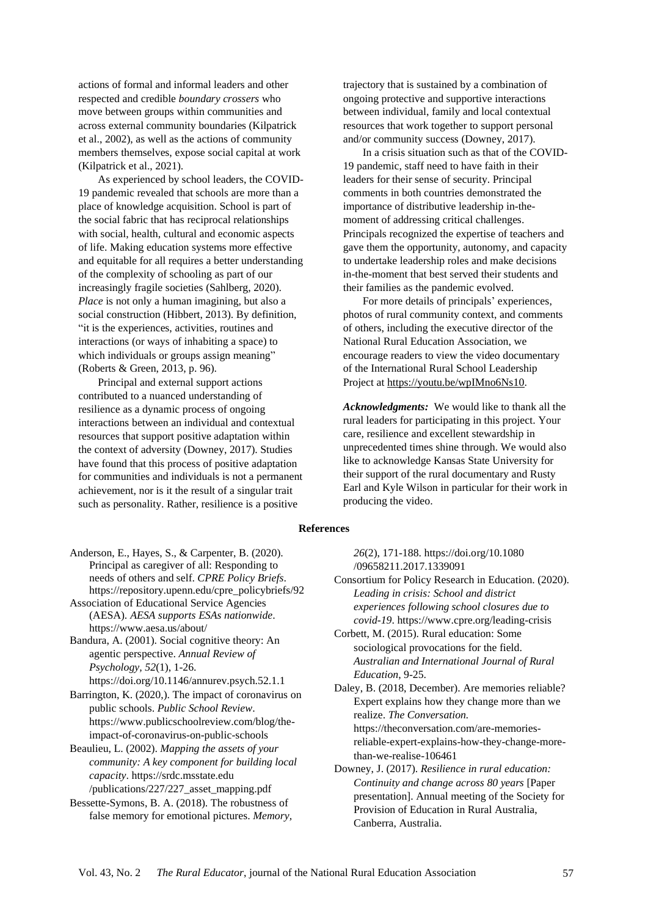actions of formal and informal leaders and other respected and credible *boundary crossers* who move between groups within communities and across external community boundaries (Kilpatrick et al., 2002), as well as the actions of community members themselves, expose social capital at work (Kilpatrick et al., 2021).

As experienced by school leaders, the COVID-19 pandemic revealed that schools are more than a place of knowledge acquisition. School is part of the social fabric that has reciprocal relationships with social, health, cultural and economic aspects of life. Making education systems more effective and equitable for all requires a better understanding of the complexity of schooling as part of our increasingly fragile societies (Sahlberg, 2020). *Place* is not only a human imagining, but also a social construction (Hibbert, 2013). By definition, "it is the experiences, activities, routines and interactions (or ways of inhabiting a space) to which individuals or groups assign meaning" (Roberts & Green, 2013, p. 96).

Principal and external support actions contributed to a nuanced understanding of resilience as a dynamic process of ongoing interactions between an individual and contextual resources that support positive adaptation within the context of adversity (Downey, 2017). Studies have found that this process of positive adaptation for communities and individuals is not a permanent achievement, nor is it the result of a singular trait such as personality. Rather, resilience is a positive trajectory that is sustained by a combination of ongoing protective and supportive interactions between individual, family and local contextual resources that work together to support personal and/or community success (Downey, 2017).

In a crisis situation such as that of the COVID-19 pandemic, staff need to have faith in their leaders for their sense of security. Principal comments in both countries demonstrated the importance of distributive leadership in-the-moment of addressing critical challenges. Principals recognized the expertise of teachers and gave them the opportunity, autonomy, and capacity to undertake leadership roles and make decisions in-the-moment that best served their students and their families as the pandemic evolved.

For more details of principals' experiences, photos of rural community context, and comments of others, including the executive director of the National Rural Education Association, we encourage readers to view the video documentary of the International Rural School Leadership Project at https://youtu.be/wpIMno6Ns10.

***Acknowledgments:*** We would like to thank all the rural leaders for participating in this project. Your care, resilience and excellent stewardship in unprecedented times shine through. We would also like to acknowledge Kansas State University for their support of the rural documentary and Rusty Earl and Kyle Wilson in particular for their work in producing the video.

## References

Anderson, E., Hayes, S., & Carpenter, B. (2020). Principal as caregiver of all: Responding to needs of others and self. *CPRE Policy Briefs*. https://repository.upenn.edu/cpre_policybriefs/92

Association of Educational Service Agencies (AESA). *AESA supports ESAs nationwide*. https://www.aesa.us/about/

Bandura, A. (2001). Social cognitive theory: An agentic perspective. *Annual Review of Psychology, 52*(1), 1-26. https://doi.org/10.1146/annurev.psych.52.1.1

Barrington, K. (2020,). The impact of coronavirus on public schools. *Public School Review*. https://www.publicschoolreview.com/blog/the-impact-of-coronavirus-on-public-schools

Beaulieu, L. (2002). *Mapping the assets of your community: A key component for building local capacity*. https://srdc.msstate.edu/publications/227/227_asset_mapping.pdf

Bessette-Symons, B. A. (2018). The robustness of false memory for emotional pictures. *Memory, 26*(2), 171-188. https://doi.org/10.1080/09658211.2017.1339091

Consortium for Policy Research in Education. (2020). *Leading in crisis: School and district experiences following school closures due to covid-19*. https://www.cpre.org/leading-crisis

Corbett, M. (2015). Rural education: Some sociological provocations for the field. *Australian and International Journal of Rural Education*, 9-25.

Daley, B. (2018, December). Are memories reliable? Expert explains how they change more than we realize. *The Conversation*. https://theconversation.com/are-memories-reliable-expert-explains-how-they-change-more-than-we-realise-106461

Downey, J. (2017). *Resilience in rural education: Continuity and change across 80 years* [Paper presentation]. Annual meeting of the Society for Provision of Education in Rural Australia, Canberra, Australia.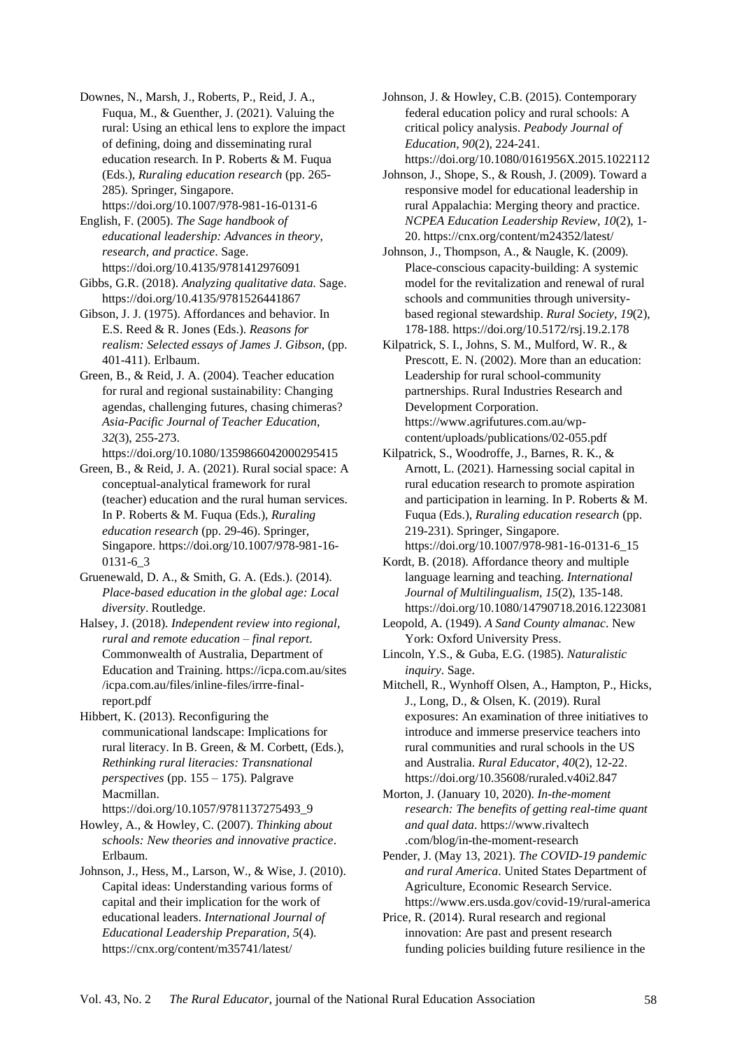Downes, N., Marsh, J., Roberts, P., Reid, J. A., Fuqua, M., & Guenther, J. (2021). Valuing the rural: Using an ethical lens to explore the impact of defining, doing and disseminating rural education research. In P. Roberts & M. Fuqua (Eds.), *Ruraling education research* (pp. 265-285). Springer, Singapore. https://doi.org/10.1007/978-981-16-0131-6

English, F. (2005). *The Sage handbook of educational leadership: Advances in theory, research, and practice*. Sage. https://doi.org/10.4135/9781412976091

Gibbs, G.R. (2018). *Analyzing qualitative data.* Sage. https://doi.org/10.4135/9781526441867

Gibson, J. J. (1975). Affordances and behavior. In E.S. Reed & R. Jones (Eds.). *Reasons for realism: Selected essays of James J. Gibson*, (pp. 401-411). Erlbaum.

Green, B., & Reid, J. A. (2004). Teacher education for rural and regional sustainability: Changing agendas, challenging futures, chasing chimeras? *Asia-Pacific Journal of Teacher Education*, *32*(3), 255-273. https://doi.org/10.1080/1359866042000295415

Green, B., & Reid, J. A. (2021). Rural social space: A conceptual-analytical framework for rural (teacher) education and the rural human services. In P. Roberts & M. Fuqua (Eds.), *Ruraling education research* (pp. 29-46). Springer, Singapore. https://doi.org/10.1007/978-981-16-0131-6_3

Gruenewald, D. A., & Smith, G. A. (Eds.). (2014). *Place-based education in the global age: Local diversity*. Routledge.

Halsey, J. (2018). *Independent review into regional, rural and remote education – final report*. Commonwealth of Australia, Department of Education and Training. https://icpa.com.au/sites/icpa.com.au/files/inline-files/irrre-final-report.pdf

Hibbert, K. (2013). Reconfiguring the communicational landscape: Implications for rural literacy. In B. Green, & M. Corbett, (Eds.), *Rethinking rural literacies: Transnational perspectives* (pp. 155 – 175). Palgrave Macmillan. https://doi.org/10.1057/9781137275493_9

Howley, A., & Howley, C. (2007). *Thinking about schools: New theories and innovative practice*. Erlbaum.

Johnson, J., Hess, M., Larson, W., & Wise, J. (2010). Capital ideas: Understanding various forms of capital and their implication for the work of educational leaders. *International Journal of Educational Leadership Preparation, 5*(4). https://cnx.org/content/m35741/latest/

Johnson, J. & Howley, C.B. (2015). Contemporary federal education policy and rural schools: A critical policy analysis. *Peabody Journal of Education, 90*(2), 224-241. https://doi.org/10.1080/0161956X.2015.1022112

Johnson, J., Shope, S., & Roush, J. (2009). Toward a responsive model for educational leadership in rural Appalachia: Merging theory and practice. *NCPEA Education Leadership Review, 10*(2), 1-20. https://cnx.org/content/m24352/latest/

Johnson, J., Thompson, A., & Naugle, K. (2009). Place-conscious capacity-building: A systemic model for the revitalization and renewal of rural schools and communities through university-based regional stewardship. *Rural Society*, *19*(2), 178-188. https://doi.org/10.5172/rsj.19.2.178

Kilpatrick, S. I., Johns, S. M., Mulford, W. R., & Prescott, E. N. (2002). More than an education: Leadership for rural school-community partnerships. Rural Industries Research and Development Corporation. https://www.agrifutures.com.au/wp-content/uploads/publications/02-055.pdf

Kilpatrick, S., Woodroffe, J., Barnes, R. K., & Arnott, L. (2021). Harnessing social capital in rural education research to promote aspiration and participation in learning. In P. Roberts & M. Fuqua (Eds.), *Ruraling education research* (pp. 219-231). Springer, Singapore. https://doi.org/10.1007/978-981-16-0131-6_15

Kordt, B. (2018). Affordance theory and multiple language learning and teaching. *International Journal of Multilingualism, 15*(2), 135-148. https://doi.org/10.1080/14790718.2016.1223081

Leopold, A. (1949). *A Sand County almanac*. New York: Oxford University Press.

Lincoln, Y.S., & Guba, E.G. (1985). *Naturalistic inquiry*. Sage.

Mitchell, R., Wynhoff Olsen, A., Hampton, P., Hicks, J., Long, D., & Olsen, K. (2019). Rural exposures: An examination of three initiatives to introduce and immerse preservice teachers into rural communities and rural schools in the US and Australia. *Rural Educator*, *40*(2), 12-22. https://doi.org/10.35608/ruraled.v40i2.847

Morton, J. (January 10, 2020). *In-the-moment research: The benefits of getting real-time quant and qual data*. https://www.rivaltech.com/blog/in-the-moment-research

Pender, J. (May 13, 2021). *The COVID-19 pandemic and rural America*. United States Department of Agriculture, Economic Research Service. https://www.ers.usda.gov/covid-19/rural-america

Price, R. (2014). Rural research and regional innovation: Are past and present research funding policies building future resilience in the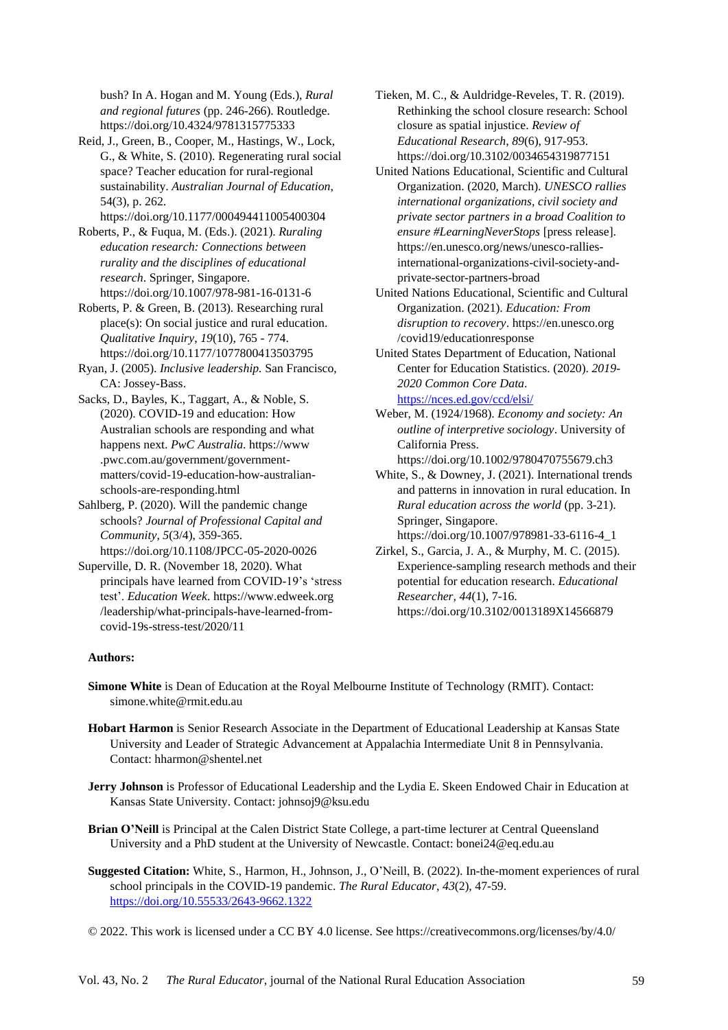bush? In A. Hogan and M. Young (Eds.), *Rural and regional futures* (pp. 246-266). Routledge. https://doi.org/10.4324/9781315775333

Reid, J., Green, B., Cooper, M., Hastings, W., Lock, G., & White, S. (2010). Regenerating rural social space? Teacher education for rural-regional sustainability. *Australian Journal of Education*, 54(3), p. 262. https://doi.org/10.1177/000494411005400304

Roberts, P., & Fuqua, M. (Eds.). (2021). *Ruraling education research: Connections between rurality and the disciplines of educational research*. Springer, Singapore. https://doi.org/10.1007/978-981-16-0131-6

Roberts, P. & Green, B. (2013). Researching rural place(s): On social justice and rural education. *Qualitative Inquiry*, *19*(10), 765 - 774. https://doi.org/10.1177/1077800413503795

Ryan, J. (2005). *Inclusive leadership.* San Francisco, CA: Jossey-Bass.

Sacks, D., Bayles, K., Taggart, A., & Noble, S. (2020). COVID-19 and education: How Australian schools are responding and what happens next. *PwC Australia.* https://www.pwc.com.au/government/government-matters/covid-19-education-how-australian-schools-are-responding.html

Sahlberg, P. (2020). Will the pandemic change schools? *Journal of Professional Capital and Community, 5*(3/4), 359-365. https://doi.org/10.1108/JPCC-05-2020-0026

Superville, D. R. (November 18, 2020). What principals have learned from COVID-19's 'stress test'. *Education Week*. https://www.edweek.org/leadership/what-principals-have-learned-from-covid-19s-stress-test/2020/11

Tieken, M. C., & Auldridge-Reveles, T. R. (2019). Rethinking the school closure research: School closure as spatial injustice. *Review of Educational Research*, *89*(6), 917-953. https://doi.org/10.3102/0034654319877151

United Nations Educational, Scientific and Cultural Organization. (2020, March). *UNESCO rallies international organizations, civil society and private sector partners in a broad Coalition to ensure #LearningNeverStops* [press release]. https://en.unesco.org/news/unesco-rallies-international-organizations-civil-society-and-private-sector-partners-broad

United Nations Educational, Scientific and Cultural Organization. (2021). *Education: From disruption to recovery*. https://en.unesco.org/covid19/educationresponse

United States Department of Education, National Center for Education Statistics. (2020). *2019-2020 Common Core Data*. https://nces.ed.gov/ccd/elsi/

Weber, M. (1924/1968). *Economy and society: An outline of interpretive sociology*. University of California Press. https://doi.org/10.1002/9780470755679.ch3

White, S., & Downey, J. (2021). International trends and patterns in innovation in rural education. In *Rural education across the world* (pp. 3-21). Springer, Singapore. https://doi.org/10.1007/978981-33-6116-4_1

Zirkel, S., Garcia, J. A., & Murphy, M. C. (2015). Experience-sampling research methods and their potential for education research. *Educational Researcher, 44*(1), 7-16. https://doi.org/10.3102/0013189X14566879

**Authors:**

**Simone White** is Dean of Education at the Royal Melbourne Institute of Technology (RMIT). Contact: simone.white@rmit.edu.au

**Hobart Harmon** is Senior Research Associate in the Department of Educational Leadership at Kansas State University and Leader of Strategic Advancement at Appalachia Intermediate Unit 8 in Pennsylvania. Contact: hharmon@shentel.net

**Jerry Johnson** is Professor of Educational Leadership and the Lydia E. Skeen Endowed Chair in Education at Kansas State University. Contact: johnsoj9@ksu.edu

**Brian O'Neill** is Principal at the Calen District State College, a part-time lecturer at Central Queensland University and a PhD student at the University of Newcastle. Contact: bonei24@eq.edu.au

**Suggested Citation:** White, S., Harmon, H., Johnson, J., O'Neill, B. (2022). In-the-moment experiences of rural school principals in the COVID-19 pandemic. *The Rural Educator*, *43*(2), 47-59. https://doi.org/10.55533/2643-9662.1322

© 2022. This work is licensed under a CC BY 4.0 license. See https://creativecommons.org/licenses/by/4.0/